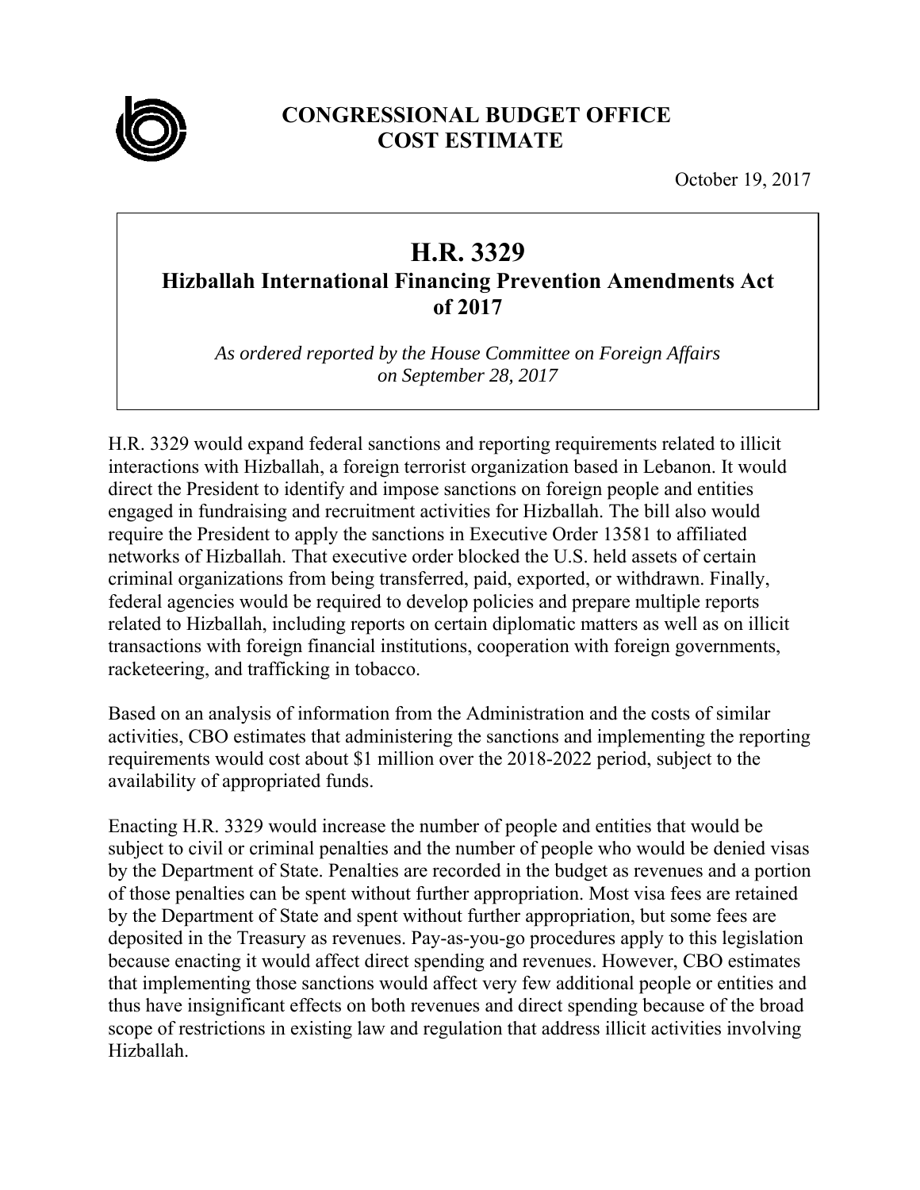**CONGRESSIONAL BUDGET OFFICE**
**COST ESTIMATE**

October 19, 2017

# H.R. 3329
## Hizballah International Financing Prevention Amendments Act of 2017

*As ordered reported by the House Committee on Foreign Affairs on September 28, 2017*

H.R. 3329 would expand federal sanctions and reporting requirements related to illicit interactions with Hizballah, a foreign terrorist organization based in Lebanon. It would direct the President to identify and impose sanctions on foreign people and entities engaged in fundraising and recruitment activities for Hizballah. The bill also would require the President to apply the sanctions in Executive Order 13581 to affiliated networks of Hizballah. That executive order blocked the U.S. held assets of certain criminal organizations from being transferred, paid, exported, or withdrawn. Finally, federal agencies would be required to develop policies and prepare multiple reports related to Hizballah, including reports on certain diplomatic matters as well as on illicit transactions with foreign financial institutions, cooperation with foreign governments, racketeering, and trafficking in tobacco.

Based on an analysis of information from the Administration and the costs of similar activities, CBO estimates that administering the sanctions and implementing the reporting requirements would cost about $1 million over the 2018-2022 period, subject to the availability of appropriated funds.

Enacting H.R. 3329 would increase the number of people and entities that would be subject to civil or criminal penalties and the number of people who would be denied visas by the Department of State. Penalties are recorded in the budget as revenues and a portion of those penalties can be spent without further appropriation. Most visa fees are retained by the Department of State and spent without further appropriation, but some fees are deposited in the Treasury as revenues. Pay-as-you-go procedures apply to this legislation because enacting it would affect direct spending and revenues. However, CBO estimates that implementing those sanctions would affect very few additional people or entities and thus have insignificant effects on both revenues and direct spending because of the broad scope of restrictions in existing law and regulation that address illicit activities involving Hizballah.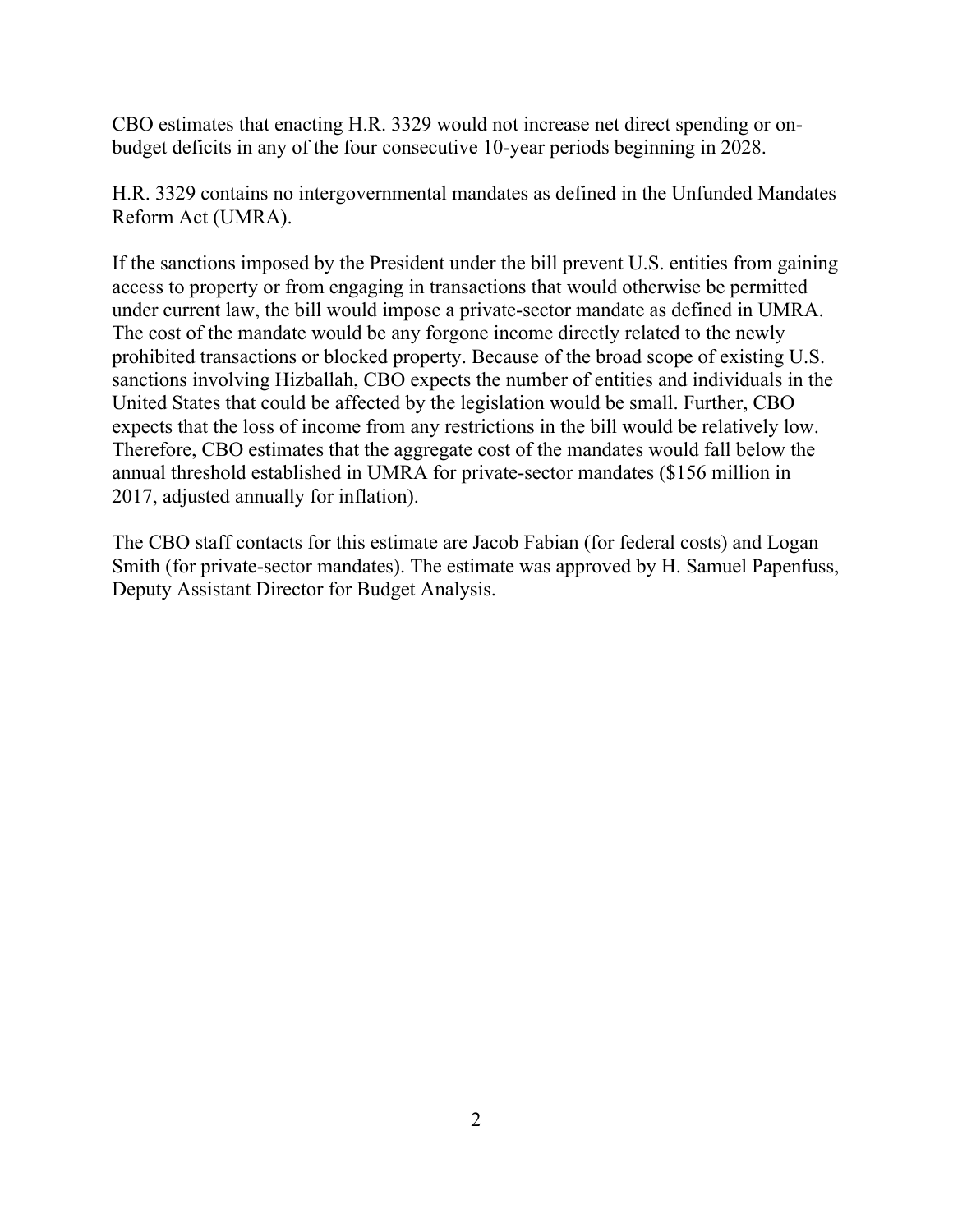CBO estimates that enacting H.R. 3329 would not increase net direct spending or on-budget deficits in any of the four consecutive 10-year periods beginning in 2028.

H.R. 3329 contains no intergovernmental mandates as defined in the Unfunded Mandates Reform Act (UMRA).

If the sanctions imposed by the President under the bill prevent U.S. entities from gaining access to property or from engaging in transactions that would otherwise be permitted under current law, the bill would impose a private-sector mandate as defined in UMRA. The cost of the mandate would be any forgone income directly related to the newly prohibited transactions or blocked property. Because of the broad scope of existing U.S. sanctions involving Hizballah, CBO expects the number of entities and individuals in the United States that could be affected by the legislation would be small. Further, CBO expects that the loss of income from any restrictions in the bill would be relatively low. Therefore, CBO estimates that the aggregate cost of the mandates would fall below the annual threshold established in UMRA for private-sector mandates ($156 million in 2017, adjusted annually for inflation).

The CBO staff contacts for this estimate are Jacob Fabian (for federal costs) and Logan Smith (for private-sector mandates). The estimate was approved by H. Samuel Papenfuss, Deputy Assistant Director for Budget Analysis.